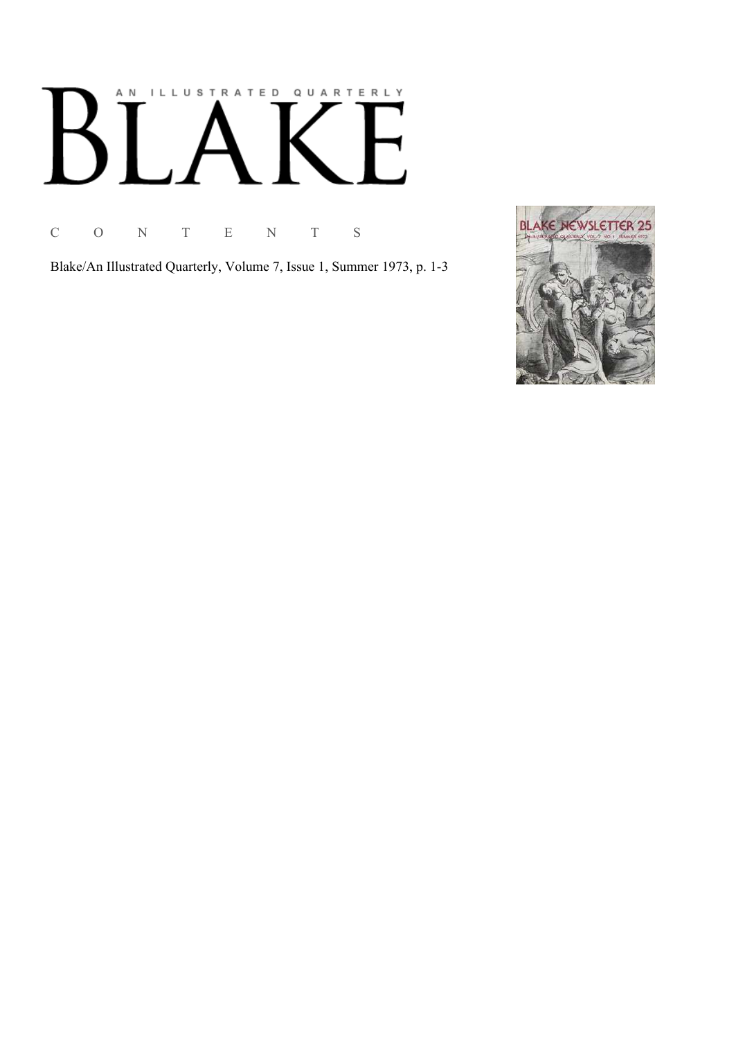# AN ILLUSTRATED QUARTERLY BLAKE

C O N T E N T S

Blake/An Illustrated Quarterly, Volume 7, Issue 1, Summer 1973, p. 1-3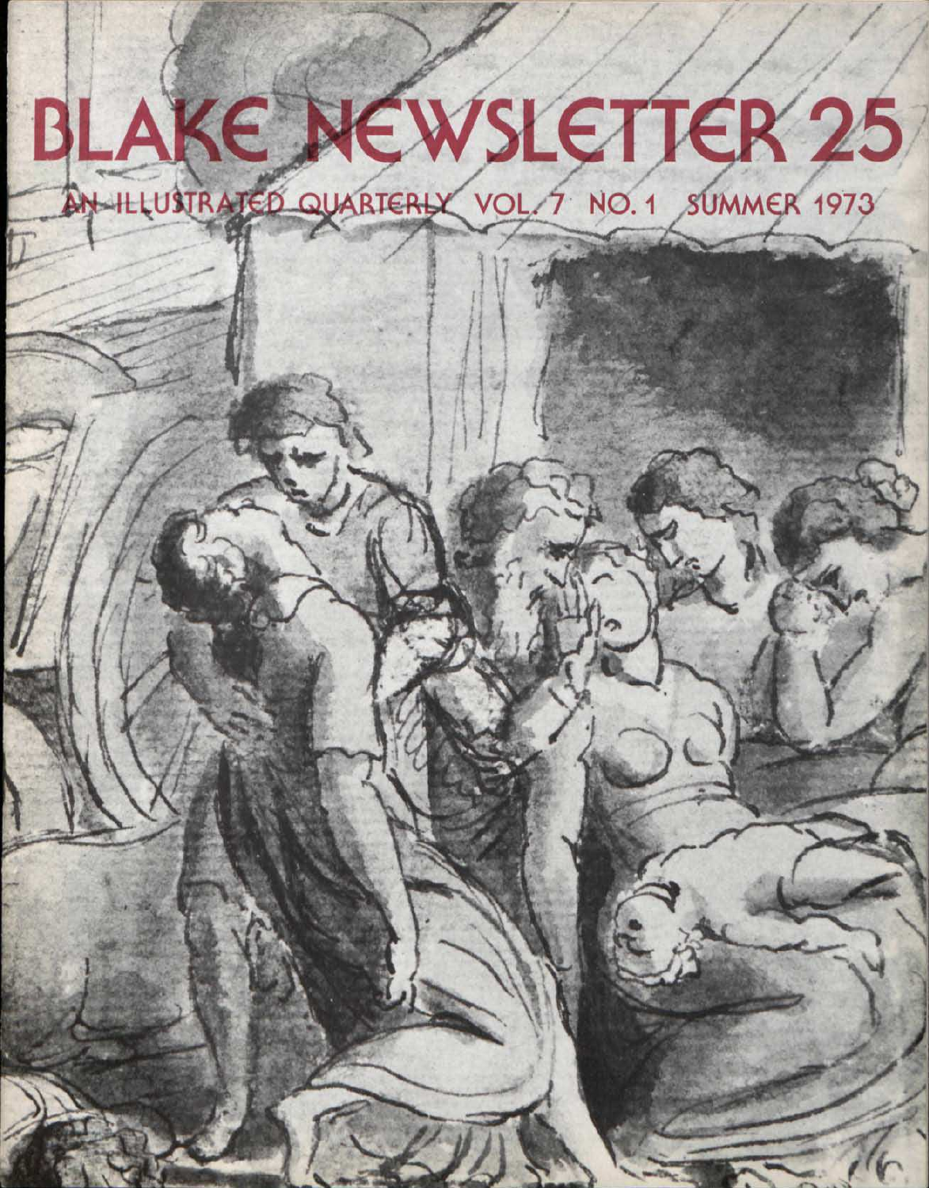# BLAKE NEWSLETTER 25

AN ILLUSTRATED QUARTERLY VOL. 7 NO. 1 SUMMER 1973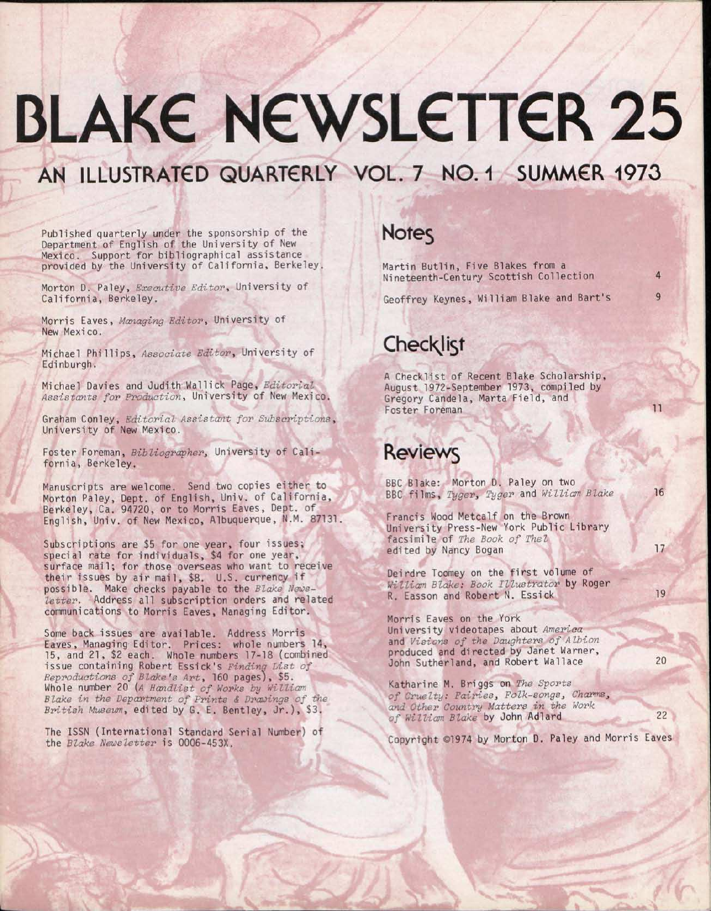# BLAKE NEWSLETTER 25

## AN ILLUSTRATED QUARTERLY VOL. 7 NO. 1 SUMMER 1973

Published quarterly under the sponsorship of the Department of English of the University of New Mexico. Support for bibliographical assistance provided by the University of California, Berkeley.

Morton D. Paley, *Executive Editor*, University of California, Berkeley.

Morris Eaves, *Managing Editor*, University of New Mexico.

Michael Phillips, *Associate Editor*, University of Edinburgh.

Michael Davies and Judith Wallick Page, *Editorial Assistants for Production*, University of New Mexico.

Graham Conley, *Editorial Assistant for Subscriptions*, University of New Mexico.

Foster Foreman, *Bibliographer*, University of California, Berkeley.

Manuscripts are welcome. Send two copies either to Morton Paley, Dept. of English, Univ. of California, Berkeley, Ca. 94720, or to Morris Eaves, Dept. of English, Univ. of New Mexico, Albuquerque, N.M. 87131.

Subscriptions are $5 for one year, four issues; special rate for individuals, $4 for one year, surface mail; for those overseas who want to receive their issues by air mail, $8. U.S. currency if possible. Make checks payable to the *Blake Newsletter*. Address all subscription orders and related communications to Morris Eaves, Managing Editor.

Some back issues are available. Address Morris Eaves, Managing Editor. Prices: whole numbers 14, 15, and 21, $2 each. Whole numbers 17-18 (combined issue containing Robert Essick's *Finding List of Reproductions of Blake's Art*, 160 pages), $5. Whole number 20 (*A Handlist of Works by William Blake in the Department of Prints & Drawings of the British Museum*, edited by G. E. Bentley, Jr.), $3.

The ISSN (International Standard Serial Number) of the *Blake Newsletter* is 0006-453X.

## Notes

Martin Butlin, Five Blakes from a Nineteenth-Century Scottish Collection 4

Geoffrey Keynes, William Blake and Bart's 9

## Checklist

A Checklist of Recent Blake Scholarship, August 1972-September 1973, compiled by Gregory Candela, Marta Field, and Foster Foreman 11

## Reviews

BBC Blake: Morton D. Paley on two BBC films, *Tyger, Tyger* and *William Blake* 16

Francis Wood Metcalf on the Brown University Press-New York Public Library facsimile of *The Book of Thel* edited by Nancy Bogan 17

Deirdre Toomey on the first volume of *William Blake: Book Illustrator* by Roger R. Easson and Robert N. Essick 19

Morris Eaves on the York University videotapes about *America* and *Visions of the Daughters of Albion* produced and directed by Janet Warner, John Sutherland, and Robert Wallace 20

Katharine M. Briggs on *The Sports of Cruelty: Fairies, Folk-songs, Charms, and Other Country Matters in the Work of William Blake* by John Adlard 22

Copyright ©1974 by Morton D. Paley and Morris Eaves